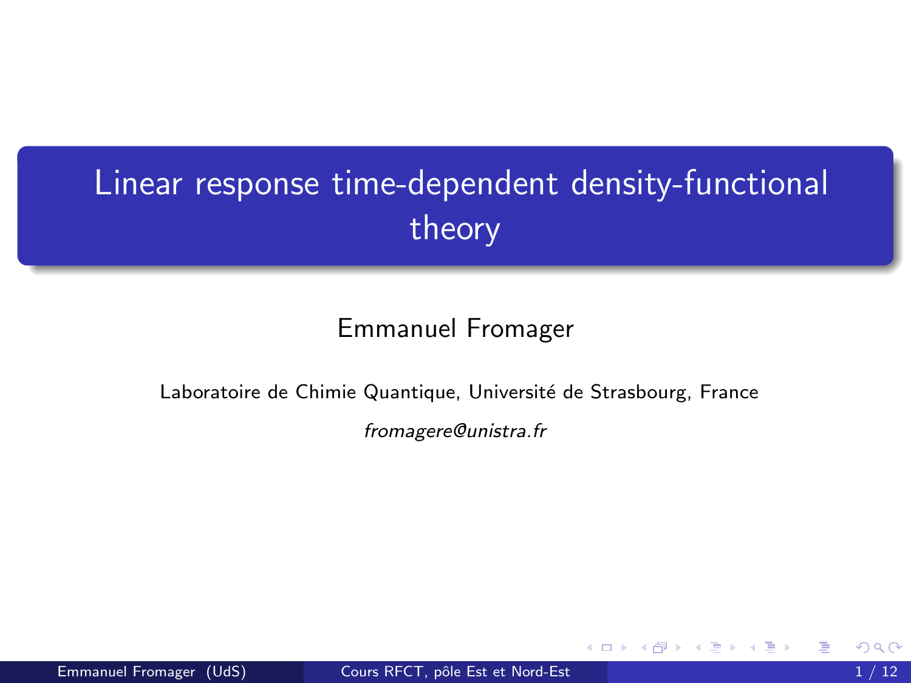# Linear response time-dependent density-functional theory

Emmanuel Fromager

Laboratoire de Chimie Quantique, Université de Strasbourg, France

*fromagere@unistra.fr*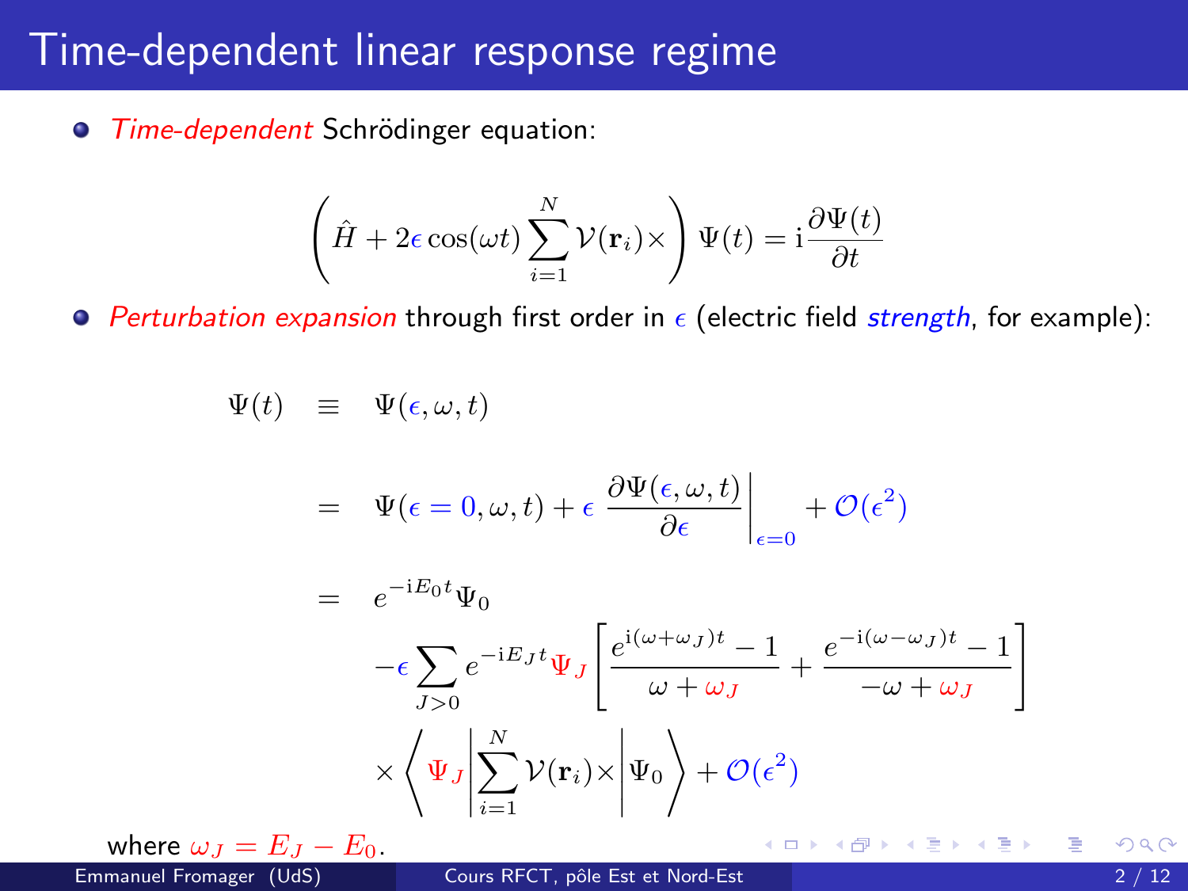# Time-dependent linear response regime

- *Time-dependent* Schrödinger equation:

$$\left(\hat{H} + 2\epsilon\cos(\omega t)\sum_{i=1}^{N}\mathcal{V}(\mathbf{r}_i)\times\right)\Psi(t) = \mathrm{i}\frac{\partial\Psi(t)}{\partial t}$$

- *Perturbation expansion* through first order in $\epsilon$ (electric field *strength*, for example):

$$\begin{aligned}
\Psi(t) &\equiv \Psi(\epsilon,\omega,t) \\
&= \Psi(\epsilon=0,\omega,t) + \epsilon\left.\frac{\partial\Psi(\epsilon,\omega,t)}{\partial\epsilon}\right|_{\epsilon=0} + \mathcal{O}(\epsilon^2) \\
&= e^{-\mathrm{i}E_0 t}\Psi_0 \\
&\quad -\epsilon\sum_{J>0} e^{-\mathrm{i}E_J t}\Psi_J\left[\frac{e^{\mathrm{i}(\omega+\omega_J)t}-1}{\omega+\omega_J} + \frac{e^{-\mathrm{i}(\omega-\omega_J)t}-1}{-\omega+\omega_J}\right] \\
&\quad \times\left\langle\Psi_J\left|\sum_{i=1}^{N}\mathcal{V}(\mathbf{r}_i)\times\right|\Psi_0\right\rangle + \mathcal{O}(\epsilon^2)
\end{aligned}$$

where $\omega_J = E_J - E_0$.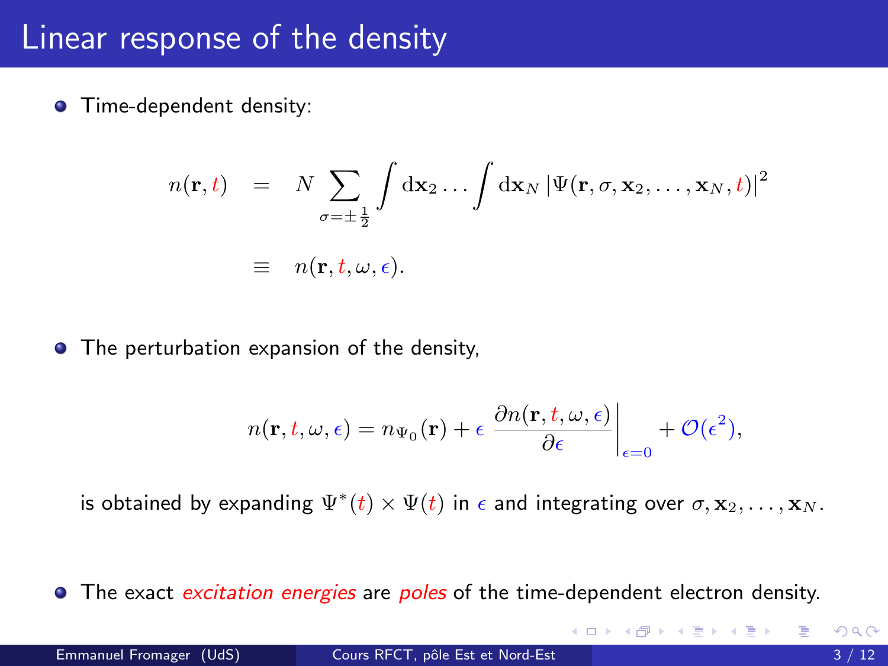# Linear response of the density

- Time-dependent density:

$$
\begin{aligned}
n(\mathbf{r},t) &= N \sum_{\sigma=\pm\frac{1}{2}} \int \mathrm{d}\mathbf{x}_2 \ldots \int \mathrm{d}\mathbf{x}_N \left|\Psi(\mathbf{r},\sigma,\mathbf{x}_2,\ldots,\mathbf{x}_N,t)\right|^2 \\
&\equiv n(\mathbf{r},t,\omega,\epsilon).
\end{aligned}
$$

- The perturbation expansion of the density,

$$
n(\mathbf{r},t,\omega,\epsilon) = n_{\Psi_0}(\mathbf{r}) + \epsilon \left.\frac{\partial n(\mathbf{r},t,\omega,\epsilon)}{\partial \epsilon}\right|_{\epsilon=0} + \mathcal{O}(\epsilon^2),
$$

is obtained by expanding $\Psi^*(t) \times \Psi(t)$ in $\epsilon$ and integrating over $\sigma, \mathbf{x}_2, \ldots, \mathbf{x}_N$.

- The exact *excitation energies* are *poles* of the time-dependent electron density.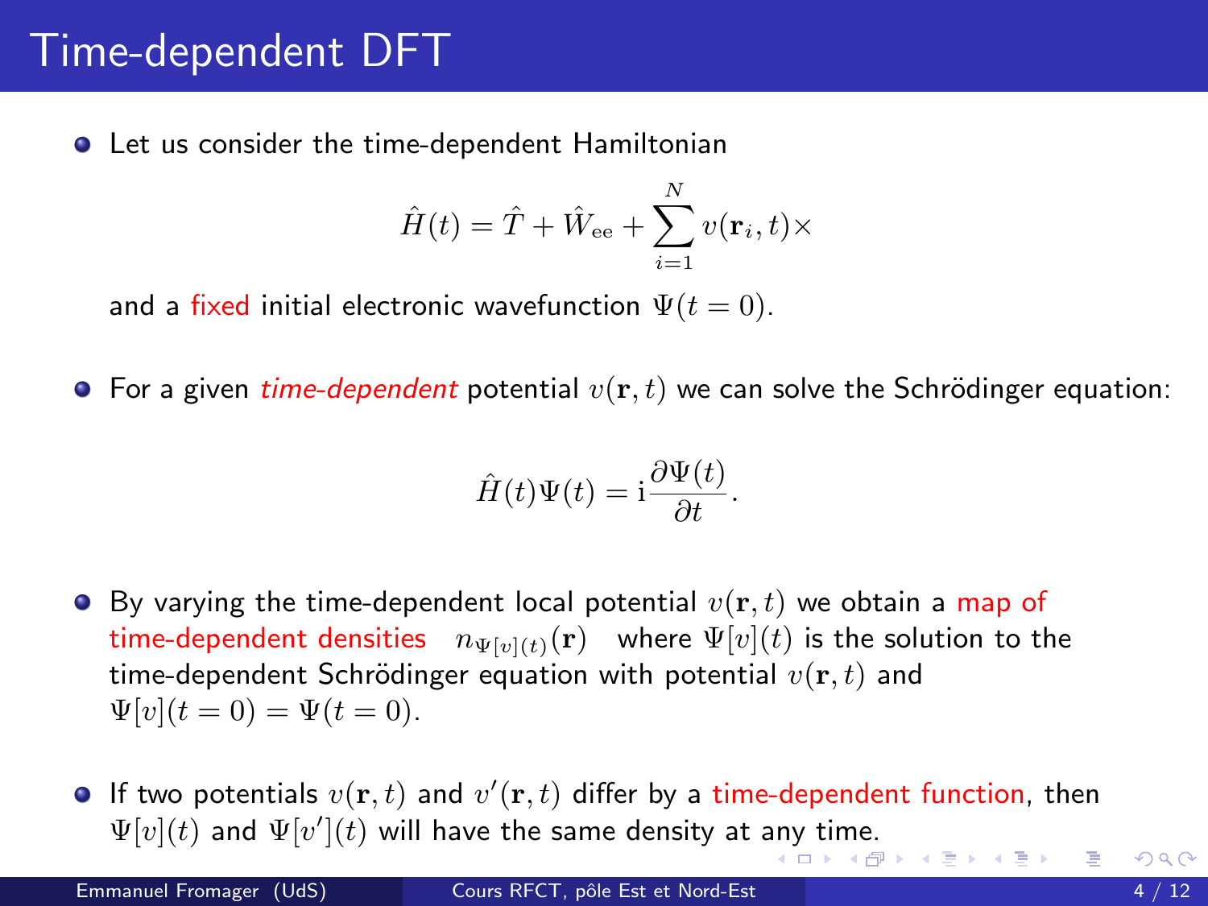# Time-dependent DFT

- Let us consider the time-dependent Hamiltonian

$$\hat{H}(t) = \hat{T} + \hat{W}_{\text{ee}} + \sum_{i=1}^{N} v(\mathbf{r}_i, t)\times$$

  and a fixed initial electronic wavefunction $\Psi(t = 0)$.

- For a given *time-dependent* potential $v(\mathbf{r}, t)$ we can solve the Schrödinger equation:

$$\hat{H}(t)\Psi(t) = \mathrm{i}\frac{\partial \Psi(t)}{\partial t}.$$

- By varying the time-dependent local potential $v(\mathbf{r}, t)$ we obtain a map of time-dependent densities $n_{\Psi[v](t)}(\mathbf{r})$ where $\Psi[v](t)$ is the solution to the time-dependent Schrödinger equation with potential $v(\mathbf{r}, t)$ and $\Psi[v](t = 0) = \Psi(t = 0)$.

- If two potentials $v(\mathbf{r}, t)$ and $v'(\mathbf{r}, t)$ differ by a time-dependent function, then $\Psi[v](t)$ and $\Psi[v'](t)$ will have the same density at any time.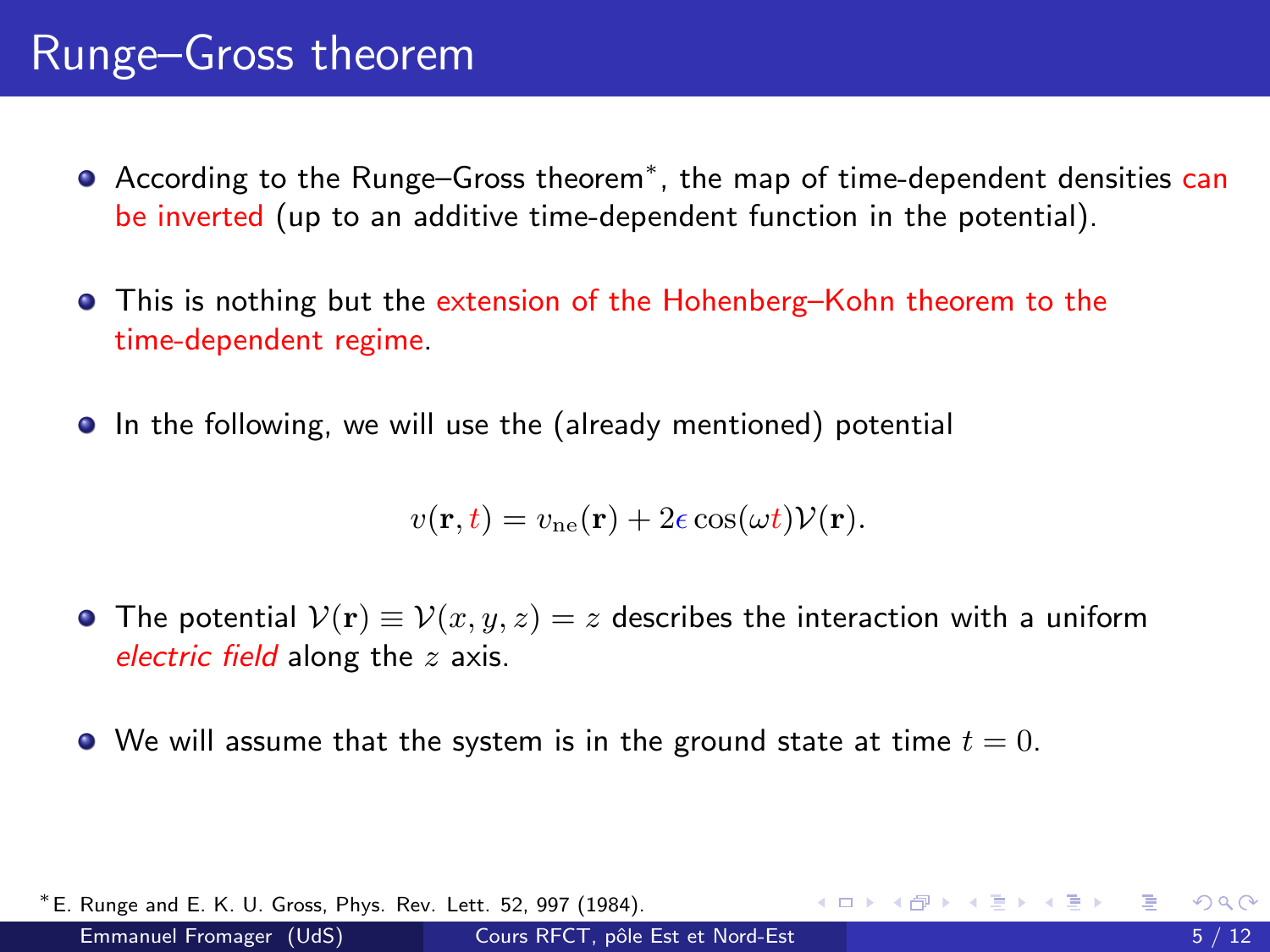# Runge–Gross theorem

- According to the Runge–Gross theorem*, the map of time-dependent densities can be inverted (up to an additive time-dependent function in the potential).

- This is nothing but the extension of the Hohenberg–Kohn theorem to the time-dependent regime.

- In the following, we will use the (already mentioned) potential

$$v(\mathbf{r}, t) = v_{\rm ne}(\mathbf{r}) + 2\epsilon \cos(\omega t)\mathcal{V}(\mathbf{r}).$$

- The potential $\mathcal{V}(\mathbf{r}) \equiv \mathcal{V}(x, y, z) = z$ describes the interaction with a uniform *electric field* along the $z$ axis.

- We will assume that the system is in the ground state at time $t = 0$.

*E. Runge and E. K. U. Gross, Phys. Rev. Lett. 52, 997 (1984).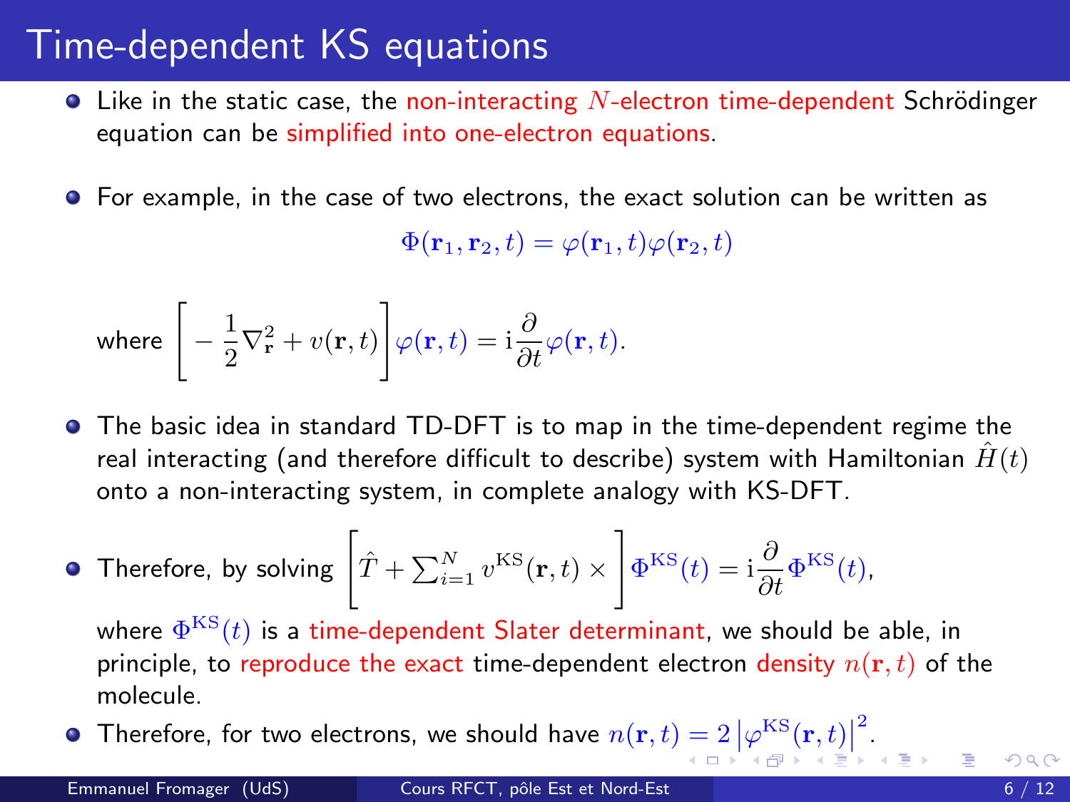# Time-dependent KS equations

- Like in the static case, the non-interacting $N$-electron time-dependent Schrödinger equation can be simplified into one-electron equations.

- For example, in the case of two electrons, the exact solution can be written as

$$\Phi(\mathbf{r}_1, \mathbf{r}_2, t) = \varphi(\mathbf{r}_1, t)\varphi(\mathbf{r}_2, t)$$

where $\left[ -\dfrac{1}{2}\nabla^2_{\mathbf{r}} + v(\mathbf{r}, t) \right] \varphi(\mathbf{r}, t) = \mathrm{i}\dfrac{\partial}{\partial t}\varphi(\mathbf{r}, t).$

- The basic idea in standard TD-DFT is to map in the time-dependent regime the real interacting (and therefore difficult to describe) system with Hamiltonian $\hat{H}(t)$ onto a non-interacting system, in complete analogy with KS-DFT.

- Therefore, by solving $\left[ \hat{T} + \sum_{i=1}^{N} v^{\mathrm{KS}}(\mathbf{r}, t) \times \right] \Phi^{\mathrm{KS}}(t) = \mathrm{i}\dfrac{\partial}{\partial t}\Phi^{\mathrm{KS}}(t),$

  where $\Phi^{\mathrm{KS}}(t)$ is a time-dependent Slater determinant, we should be able, in principle, to reproduce the exact time-dependent electron density $n(\mathbf{r}, t)$ of the molecule.

- Therefore, for two electrons, we should have $n(\mathbf{r}, t) = 2\left|\varphi^{\mathrm{KS}}(\mathbf{r}, t)\right|^2$.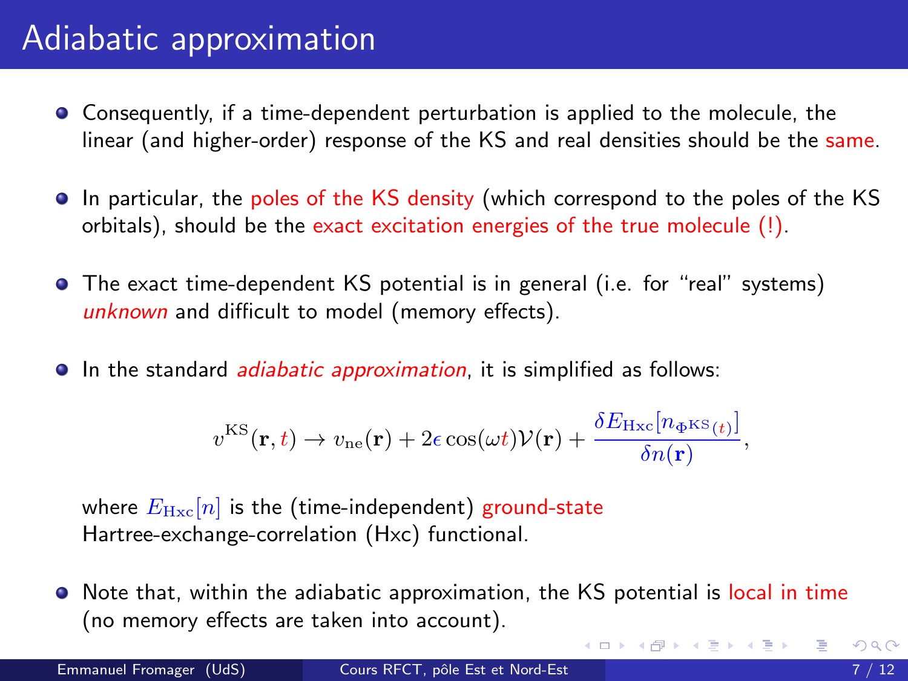# Adiabatic approximation

- Consequently, if a time-dependent perturbation is applied to the molecule, the linear (and higher-order) response of the KS and real densities should be the same.

- In particular, the poles of the KS density (which correspond to the poles of the KS orbitals), should be the exact excitation energies of the true molecule (!).

- The exact time-dependent KS potential is in general (i.e. for "real" systems) *unknown* and difficult to model (memory effects).

- In the standard *adiabatic approximation*, it is simplified as follows:

$$v^{\mathrm{KS}}(\mathbf{r},t) \rightarrow v_{\mathrm{ne}}(\mathbf{r}) + 2\epsilon\cos(\omega t)\mathcal{V}(\mathbf{r}) + \frac{\delta E_{\mathrm{Hxc}}[n_{\Phi^{\mathrm{KS}}(t)}]}{\delta n(\mathbf{r})},$$

  where $E_{\mathrm{Hxc}}[n]$ is the (time-independent) ground-state Hartree-exchange-correlation (Hxc) functional.

- Note that, within the adiabatic approximation, the KS potential is local in time (no memory effects are taken into account).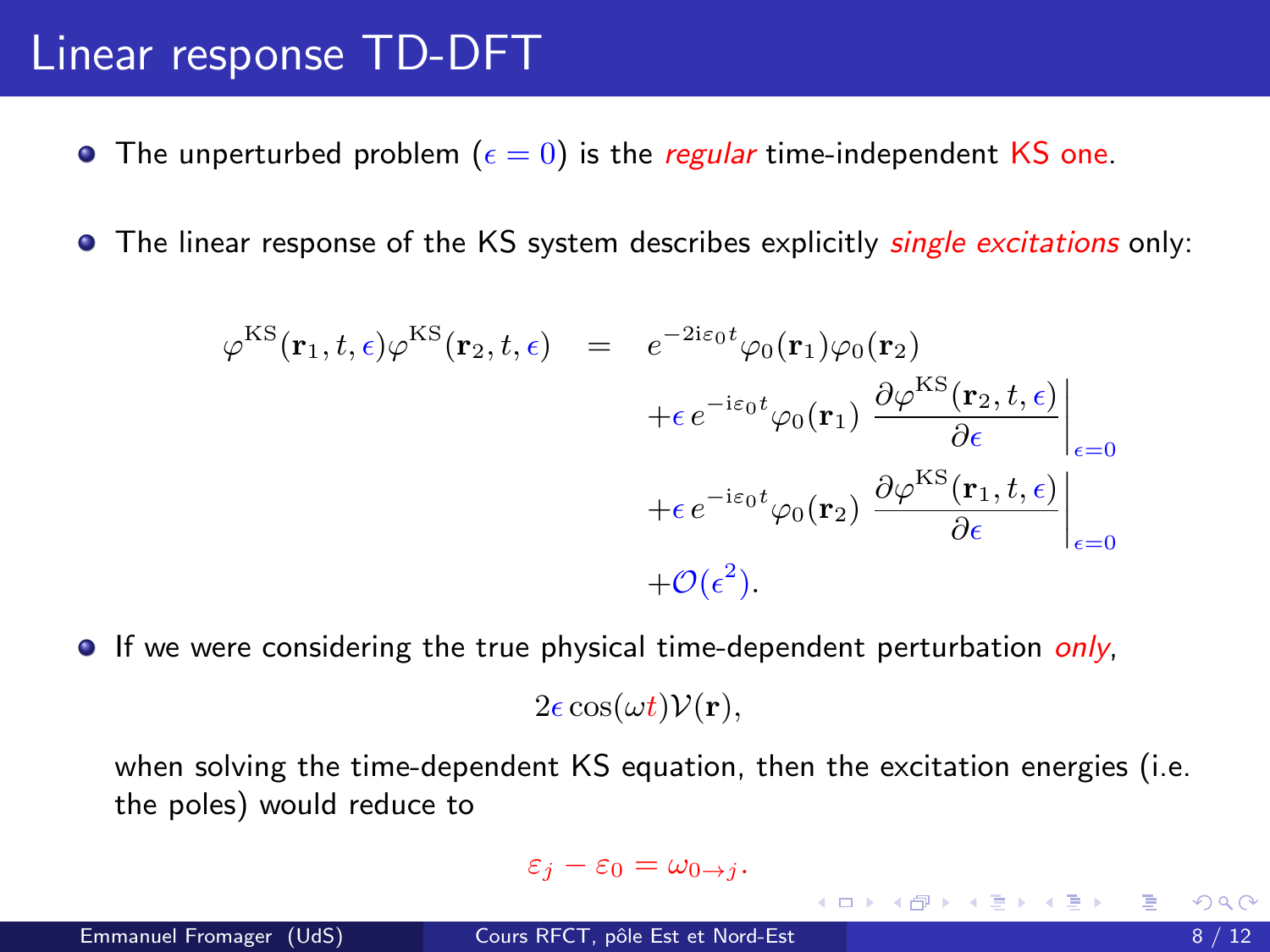# Linear response TD-DFT

- The unperturbed problem ($\epsilon = 0$) is the *regular* time-independent KS one.

- The linear response of the KS system describes explicitly *single excitations* only:

$$
\begin{aligned}
\varphi^{\mathrm{KS}}(\mathbf{r}_1, t, \epsilon)\varphi^{\mathrm{KS}}(\mathbf{r}_2, t, \epsilon) \quad = \quad & e^{-2\mathrm{i}\varepsilon_0 t}\varphi_0(\mathbf{r}_1)\varphi_0(\mathbf{r}_2) \\
& + \epsilon\, e^{-\mathrm{i}\varepsilon_0 t}\varphi_0(\mathbf{r}_1)\, \left.\frac{\partial \varphi^{\mathrm{KS}}(\mathbf{r}_2, t, \epsilon)}{\partial \epsilon}\right|_{\epsilon=0} \\
& + \epsilon\, e^{-\mathrm{i}\varepsilon_0 t}\varphi_0(\mathbf{r}_2)\, \left.\frac{\partial \varphi^{\mathrm{KS}}(\mathbf{r}_1, t, \epsilon)}{\partial \epsilon}\right|_{\epsilon=0} \\
& + \mathcal{O}(\epsilon^2).
\end{aligned}
$$

- If we were considering the true physical time-dependent perturbation *only*,

$$2\epsilon \cos(\omega t)\mathcal{V}(\mathbf{r}),$$

  when solving the time-dependent KS equation, then the excitation energies (i.e. the poles) would reduce to

$$\varepsilon_j - \varepsilon_0 = \omega_{0\rightarrow j}.$$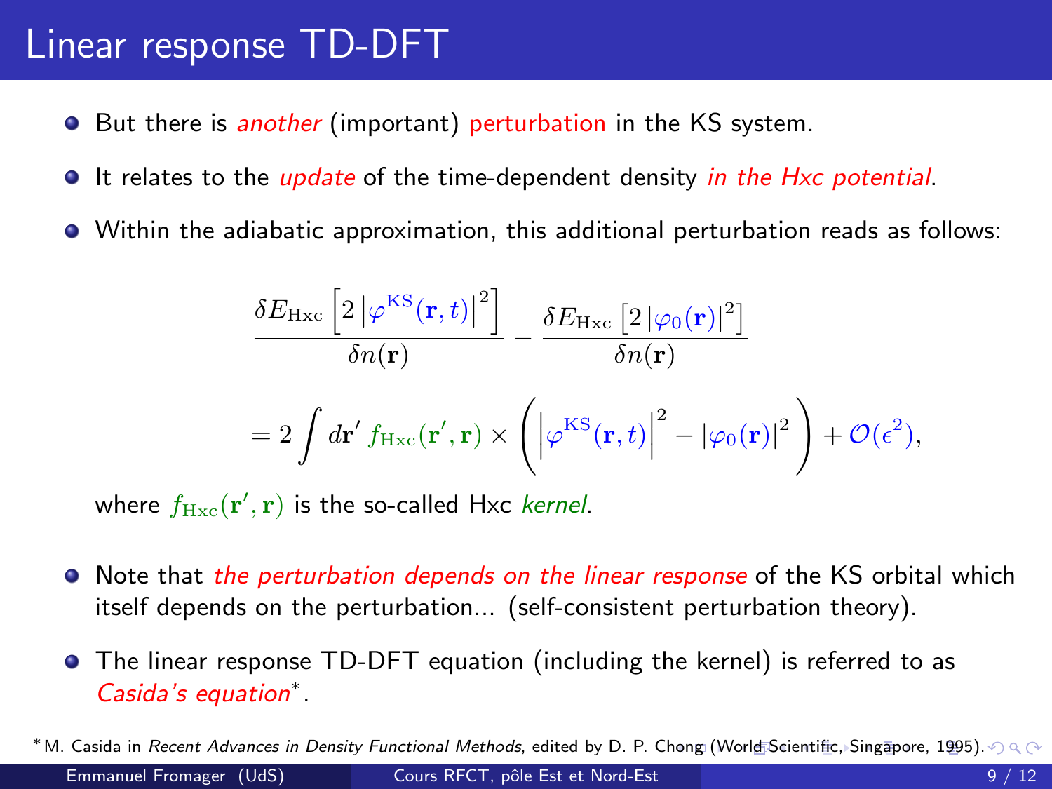# Linear response TD-DFT

- But there is *another* (important) perturbation in the KS system.
- It relates to the *update* of the time-dependent density *in the Hxc potential*.
- Within the adiabatic approximation, this additional perturbation reads as follows:

$$\frac{\delta E_{\mathrm{Hxc}}\left[2\left|\varphi^{\mathrm{KS}}(\mathbf{r},t)\right|^2\right]}{\delta n(\mathbf{r})} - \frac{\delta E_{\mathrm{Hxc}}\left[2\left|\varphi_0(\mathbf{r})\right|^2\right]}{\delta n(\mathbf{r})}$$

$$= 2\int d\mathbf{r}'\, f_{\mathrm{Hxc}}(\mathbf{r}',\mathbf{r}) \times \left(\left|\varphi^{\mathrm{KS}}(\mathbf{r},t)\right|^2 - \left|\varphi_0(\mathbf{r})\right|^2\right) + \mathcal{O}(\epsilon^2),$$

  where $f_{\mathrm{Hxc}}(\mathbf{r}',\mathbf{r})$ is the so-called Hxc *kernel*.

- Note that *the perturbation depends on the linear response* of the KS orbital which itself depends on the perturbation... (self-consistent perturbation theory).
- The linear response TD-DFT equation (including the kernel) is referred to as *Casida's equation*\*.

\*M. Casida in *Recent Advances in Density Functional Methods*, edited by D. P. Chong (World Scientific, Singapore, 1995).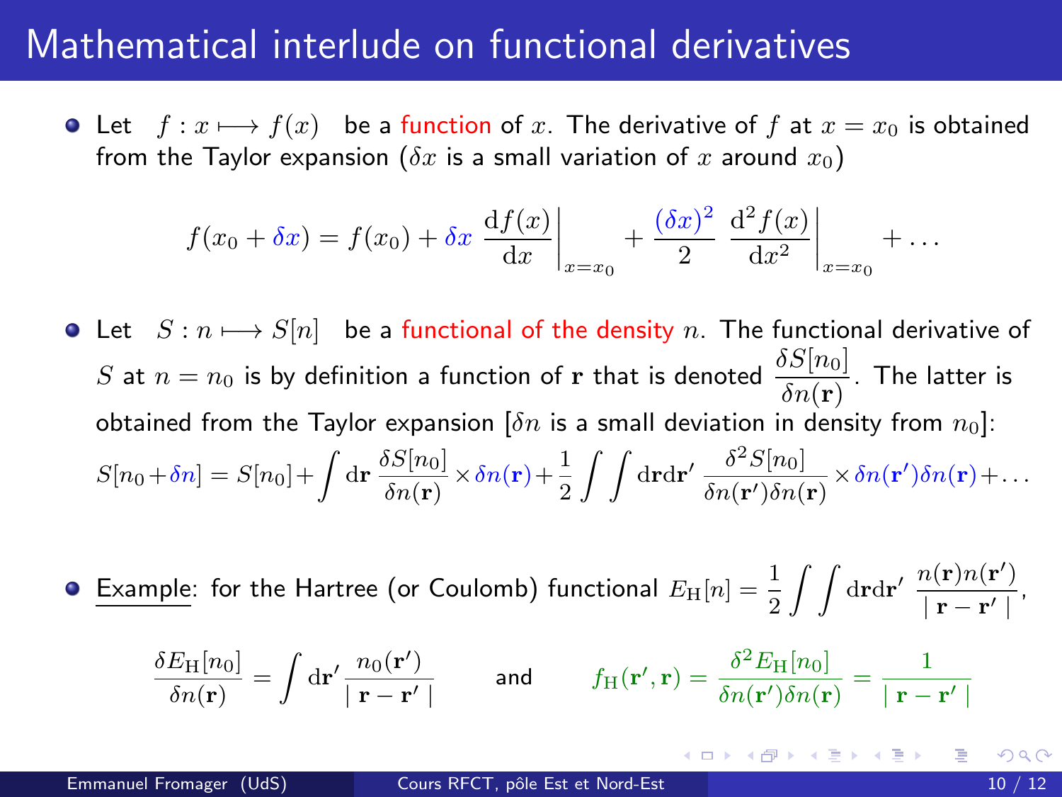# Mathematical interlude on functional derivatives

- Let $f : x \longmapsto f(x)$ be a function of $x$. The derivative of $f$ at $x = x_0$ is obtained from the Taylor expansion ($\delta x$ is a small variation of $x$ around $x_0$)

$$f(x_0 + \delta x) = f(x_0) + \delta x \left.\frac{\mathrm{d}f(x)}{\mathrm{d}x}\right|_{x=x_0} + \frac{(\delta x)^2}{2} \left.\frac{\mathrm{d}^2 f(x)}{\mathrm{d}x^2}\right|_{x=x_0} + \ldots$$

- Let $S : n \longmapsto S[n]$ be a functional of the density $n$. The functional derivative of $S$ at $n = n_0$ is by definition a function of $\mathbf{r}$ that is denoted $\dfrac{\delta S[n_0]}{\delta n(\mathbf{r})}$. The latter is obtained from the Taylor expansion [$\delta n$ is a small deviation in density from $n_0$]:

$$S[n_0+\delta n] = S[n_0] + \int \mathrm{d}\mathbf{r}\, \frac{\delta S[n_0]}{\delta n(\mathbf{r})} \times \delta n(\mathbf{r}) + \frac{1}{2} \int\int \mathrm{d}\mathbf{r}\mathrm{d}\mathbf{r}'\, \frac{\delta^2 S[n_0]}{\delta n(\mathbf{r}')\delta n(\mathbf{r})} \times \delta n(\mathbf{r}')\delta n(\mathbf{r}) + \ldots$$

- Example: for the Hartree (or Coulomb) functional $E_{\mathrm{H}}[n] = \dfrac{1}{2}\displaystyle\int\int \mathrm{d}\mathbf{r}\mathrm{d}\mathbf{r}'\, \frac{n(\mathbf{r})n(\mathbf{r}')}{\mid \mathbf{r} - \mathbf{r}' \mid}$,

$$\frac{\delta E_{\mathrm{H}}[n_0]}{\delta n(\mathbf{r})} = \int \mathrm{d}\mathbf{r}' \frac{n_0(\mathbf{r}')}{\mid \mathbf{r} - \mathbf{r}' \mid} \qquad \text{and} \qquad f_{\mathrm{H}}(\mathbf{r}', \mathbf{r}) = \frac{\delta^2 E_{\mathrm{H}}[n_0]}{\delta n(\mathbf{r}')\delta n(\mathbf{r})} = \frac{1}{\mid \mathbf{r} - \mathbf{r}' \mid}$$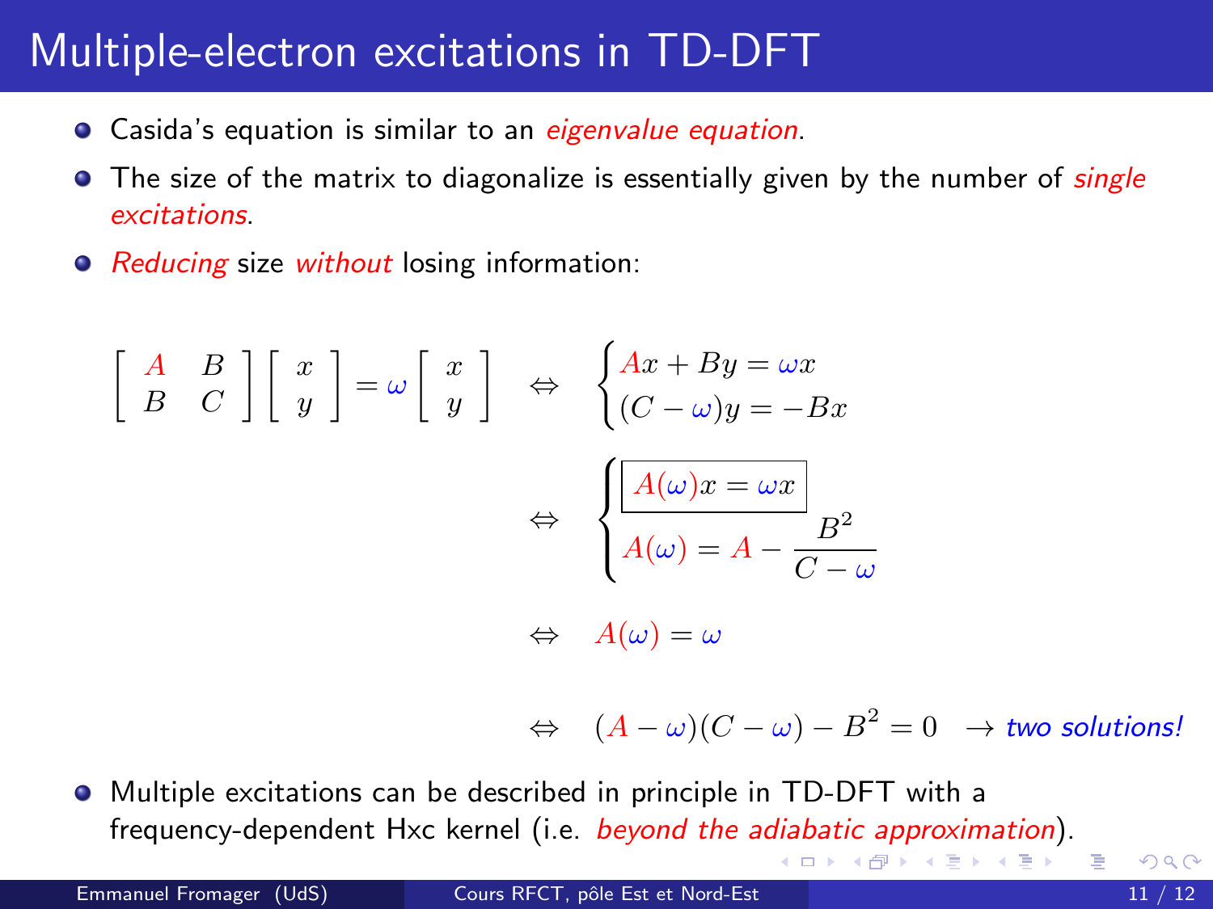# Multiple-electron excitations in TD-DFT

- Casida's equation is similar to an *eigenvalue equation*.
- The size of the matrix to diagonalize is essentially given by the number of *single excitations*.
- *Reducing* size *without* losing information:

$$
\begin{bmatrix} A & B \\ B & C \end{bmatrix} \begin{bmatrix} x \\ y \end{bmatrix} = \omega \begin{bmatrix} x \\ y \end{bmatrix} \quad \Leftrightarrow \quad \begin{cases} Ax + By = \omega x \\ (C - \omega) y = -Bx \end{cases}
$$

$$
\Leftrightarrow \quad \begin{cases} \boxed{A(\omega) x = \omega x} \\ A(\omega) = A - \dfrac{B^2}{C - \omega} \end{cases}
$$

$$
\Leftrightarrow \quad A(\omega) = \omega
$$

$$
\Leftrightarrow \quad (A - \omega)(C - \omega) - B^2 = 0 \quad \rightarrow \textit{two solutions!}
$$

- Multiple excitations can be described in principle in TD-DFT with a frequency-dependent Hxc kernel (i.e. *beyond the adiabatic approximation*).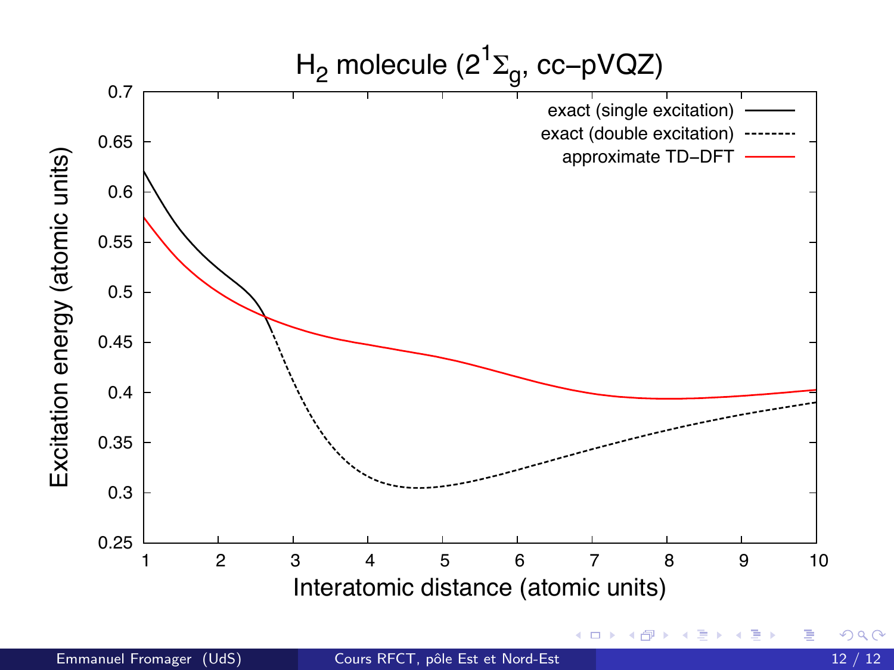$H_2$ molecule ($2^1\Sigma_g$, cc−pVQZ)

Excitation energy (atomic units)

Interatomic distance (atomic units)

exact (single excitation)

exact (double excitation)

approximate TD−DFT

0.7
0.65
0.6
0.55
0.5
0.45
0.4
0.35
0.3
0.25

1 2 3 4 5 6 7 8 9 10